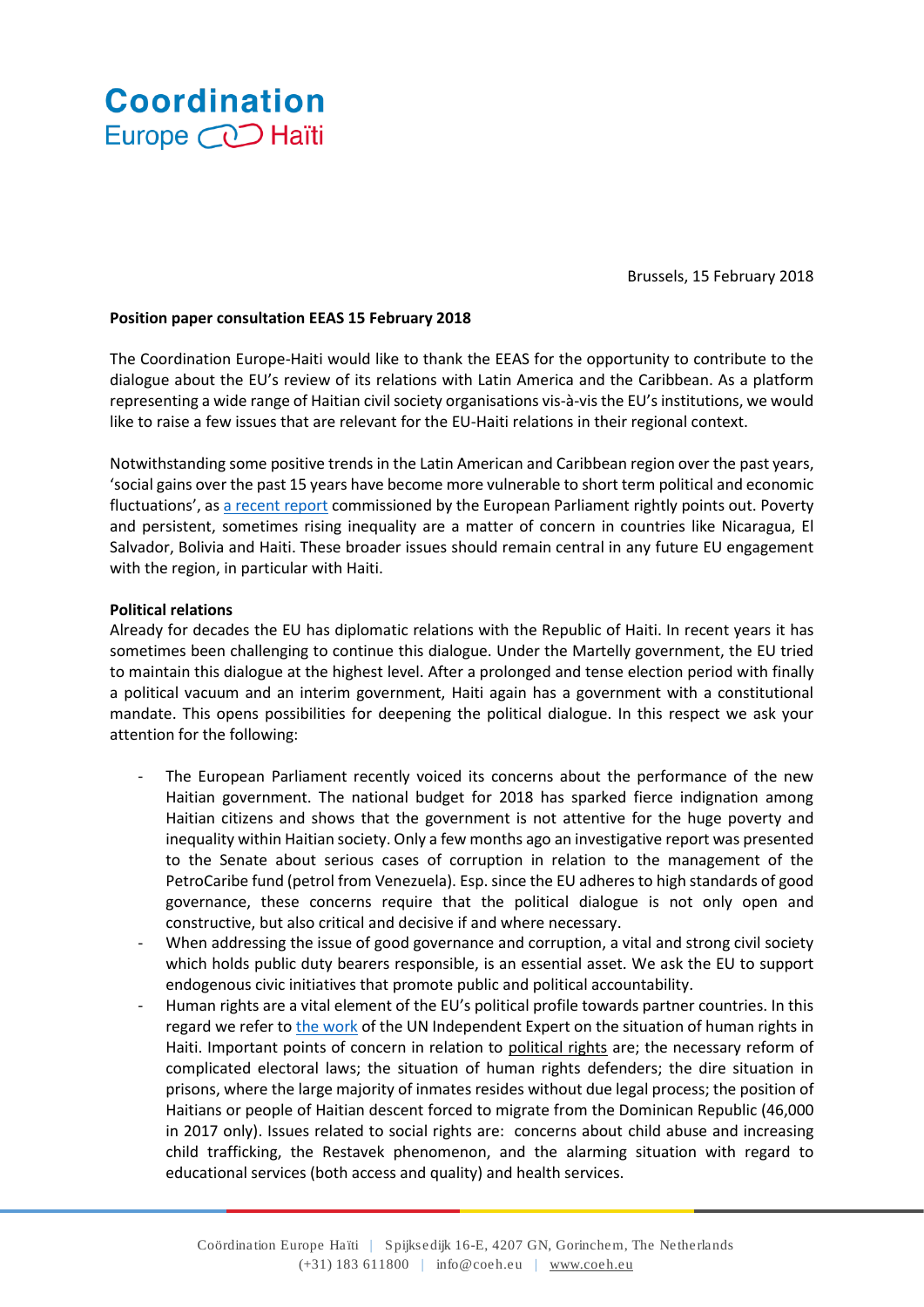Coordination Europe Haïti

Brussels, 15 February 2018

**Position paper consultation EEAS 15 February 2018**

The Coordination Europe-Haiti would like to thank the EEAS for the opportunity to contribute to the dialogue about the EU's review of its relations with Latin America and the Caribbean. As a platform representing a wide range of Haitian civil society organisations vis-à-vis the EU's institutions, we would like to raise a few issues that are relevant for the EU-Haiti relations in their regional context.

Notwithstanding some positive trends in the Latin American and Caribbean region over the past years, 'social gains over the past 15 years have become more vulnerable to short term political and economic fluctuations', as a recent report commissioned by the European Parliament rightly points out. Poverty and persistent, sometimes rising inequality are a matter of concern in countries like Nicaragua, El Salvador, Bolivia and Haiti. These broader issues should remain central in any future EU engagement with the region, in particular with Haiti.

**Political relations**

Already for decades the EU has diplomatic relations with the Republic of Haiti. In recent years it has sometimes been challenging to continue this dialogue. Under the Martelly government, the EU tried to maintain this dialogue at the highest level. After a prolonged and tense election period with finally a political vacuum and an interim government, Haiti again has a government with a constitutional mandate. This opens possibilities for deepening the political dialogue. In this respect we ask your attention for the following:

- The European Parliament recently voiced its concerns about the performance of the new Haitian government. The national budget for 2018 has sparked fierce indignation among Haitian citizens and shows that the government is not attentive for the huge poverty and inequality within Haitian society. Only a few months ago an investigative report was presented to the Senate about serious cases of corruption in relation to the management of the PetroCaribe fund (petrol from Venezuela). Esp. since the EU adheres to high standards of good governance, these concerns require that the political dialogue is not only open and constructive, but also critical and decisive if and where necessary.
- When addressing the issue of good governance and corruption, a vital and strong civil society which holds public duty bearers responsible, is an essential asset. We ask the EU to support endogenous civic initiatives that promote public and political accountability.
- Human rights are a vital element of the EU's political profile towards partner countries. In this regard we refer to the work of the UN Independent Expert on the situation of human rights in Haiti. Important points of concern in relation to political rights are; the necessary reform of complicated electoral laws; the situation of human rights defenders; the dire situation in prisons, where the large majority of inmates resides without due legal process; the position of Haitians or people of Haitian descent forced to migrate from the Dominican Republic (46,000 in 2017 only). Issues related to social rights are: concerns about child abuse and increasing child trafficking, the Restavek phenomenon, and the alarming situation with regard to educational services (both access and quality) and health services.

Coördination Europe Haïti | Spijksedijk 16-E, 4207 GN, Gorinchem, The Netherlands
(+31) 183 611800 | info@coeh.eu | www.coeh.eu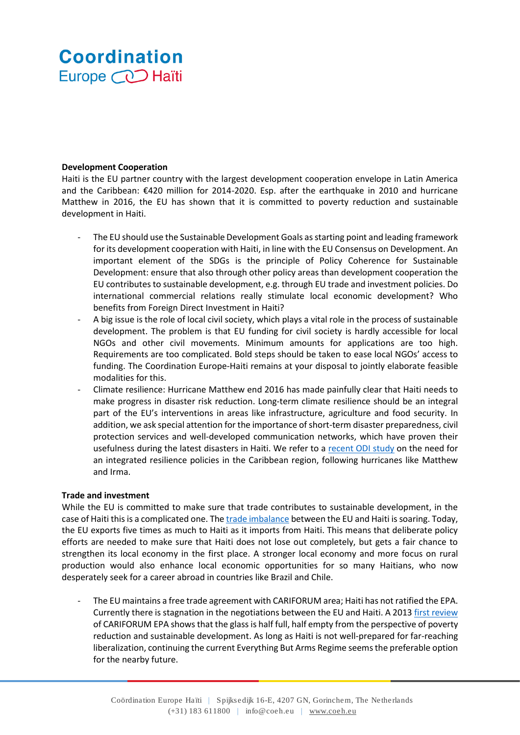**Development Cooperation**

Haiti is the EU partner country with the largest development cooperation envelope in Latin America and the Caribbean: €420 million for 2014-2020. Esp. after the earthquake in 2010 and hurricane Matthew in 2016, the EU has shown that it is committed to poverty reduction and sustainable development in Haiti.

- The EU should use the Sustainable Development Goals as starting point and leading framework for its development cooperation with Haiti, in line with the EU Consensus on Development. An important element of the SDGs is the principle of Policy Coherence for Sustainable Development: ensure that also through other policy areas than development cooperation the EU contributes to sustainable development, e.g. through EU trade and investment policies. Do international commercial relations really stimulate local economic development? Who benefits from Foreign Direct Investment in Haiti?
- A big issue is the role of local civil society, which plays a vital role in the process of sustainable development. The problem is that EU funding for civil society is hardly accessible for local NGOs and other civil movements. Minimum amounts for applications are too high. Requirements are too complicated. Bold steps should be taken to ease local NGOs' access to funding. The Coordination Europe-Haiti remains at your disposal to jointly elaborate feasible modalities for this.
- Climate resilience: Hurricane Matthew end 2016 has made painfully clear that Haiti needs to make progress in disaster risk reduction. Long-term climate resilience should be an integral part of the EU's interventions in areas like infrastructure, agriculture and food security. In addition, we ask special attention for the importance of short-term disaster preparedness, civil protection services and well-developed communication networks, which have proven their usefulness during the latest disasters in Haiti. We refer to a recent ODI study on the need for an integrated resilience policies in the Caribbean region, following hurricanes like Matthew and Irma.

**Trade and investment**

While the EU is committed to make sure that trade contributes to sustainable development, in the case of Haiti this is a complicated one. The trade imbalance between the EU and Haiti is soaring. Today, the EU exports five times as much to Haiti as it imports from Haiti. This means that deliberate policy efforts are needed to make sure that Haiti does not lose out completely, but gets a fair chance to strengthen its local economy in the first place. A stronger local economy and more focus on rural production would also enhance local economic opportunities for so many Haitians, who now desperately seek for a career abroad in countries like Brazil and Chile.

- The EU maintains a free trade agreement with CARIFORUM area; Haiti has not ratified the EPA. Currently there is stagnation in the negotiations between the EU and Haiti. A 2013 first review of CARIFORUM EPA shows that the glass is half full, half empty from the perspective of poverty reduction and sustainable development. As long as Haiti is not well-prepared for far-reaching liberalization, continuing the current Everything But Arms Regime seems the preferable option for the nearby future.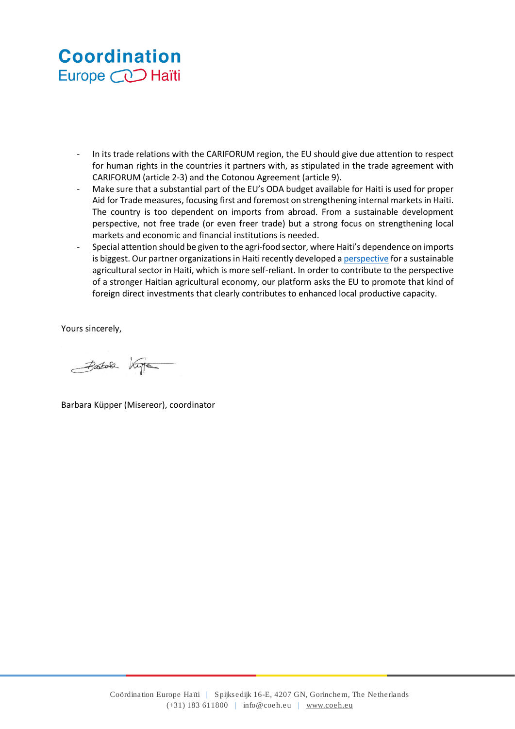- In its trade relations with the CARIFORUM region, the EU should give due attention to respect for human rights in the countries it partners with, as stipulated in the trade agreement with CARIFORUM (article 2-3) and the Cotonou Agreement (article 9).
- Make sure that a substantial part of the EU's ODA budget available for Haiti is used for proper Aid for Trade measures, focusing first and foremost on strengthening internal markets in Haiti. The country is too dependent on imports from abroad. From a sustainable development perspective, not free trade (or even freer trade) but a strong focus on strengthening local markets and economic and financial institutions is needed.
- Special attention should be given to the agri-food sector, where Haiti's dependence on imports is biggest. Our partner organizations in Haiti recently developed a perspective for a sustainable agricultural sector in Haiti, which is more self-reliant. In order to contribute to the perspective of a stronger Haitian agricultural economy, our platform asks the EU to promote that kind of foreign direct investments that clearly contributes to enhanced local productive capacity.

Yours sincerely,

Barbara Küpper (Misereor), coordinator